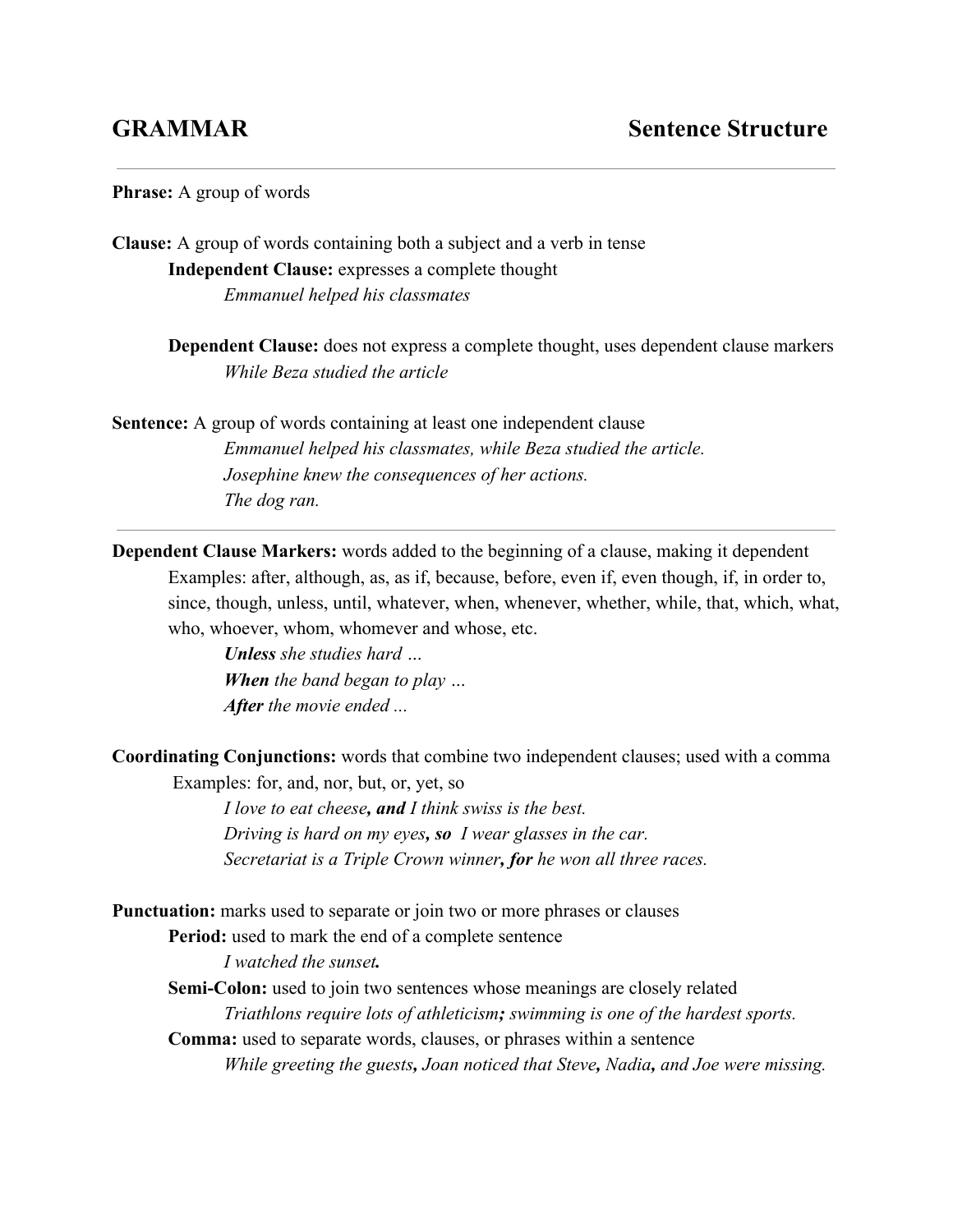# GRAMMAR — Sentence Structure

---

**Phrase:** A group of words

**Clause:** A group of words containing both a subject and a verb in tense

**Independent Clause:** expresses a complete thought

*Emmanuel helped his classmates*

**Dependent Clause:** does not express a complete thought, uses dependent clause markers

*While Beza studied the article*

**Sentence:** A group of words containing at least one independent clause

*Emmanuel helped his classmates, while Beza studied the article.*
*Josephine knew the consequences of her actions.*
*The dog ran.*

---

**Dependent Clause Markers:** words added to the beginning of a clause, making it dependent

Examples: after, although, as, as if, because, before, even if, even though, if, in order to, since, though, unless, until, whatever, when, whenever, whether, while, that, which, what, who, whoever, whom, whomever and whose, etc.

***Unless*** *she studies hard …*
***When*** *the band began to play …*
***After*** *the movie ended ...*

**Coordinating Conjunctions:** words that combine two independent clauses; used with a comma

Examples: for, and, nor, but, or, yet, so

*I love to eat cheese**, and** I think swiss is the best.*
*Driving is hard on my eyes**, so** I wear glasses in the car.*
*Secretariat is a Triple Crown winner**, for** he won all three races.*

**Punctuation:** marks used to separate or join two or more phrases or clauses

**Period:** used to mark the end of a complete sentence

*I watched the sunset**.***

**Semi-Colon:** used to join two sentences whose meanings are closely related

*Triathlons require lots of athleticism**;** swimming is one of the hardest sports.*

**Comma:** used to separate words, clauses, or phrases within a sentence

*While greeting the guests**,** Joan noticed that Steve**,** Nadia**,** and Joe were missing.*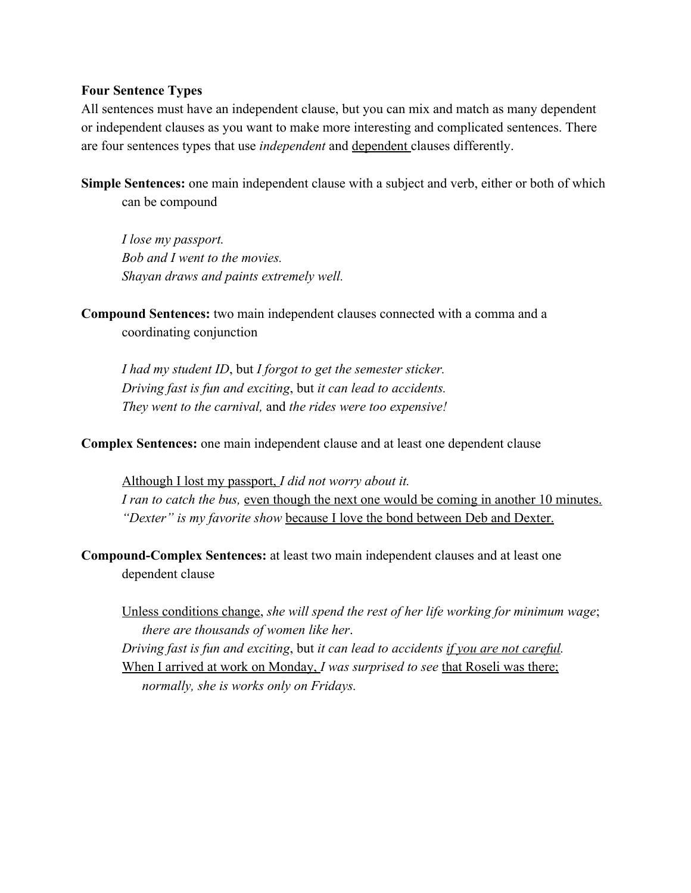**Four Sentence Types**

All sentences must have an independent clause, but you can mix and match as many dependent or independent clauses as you want to make more interesting and complicated sentences. There are four sentences types that use *independent* and <u>dependent</u> clauses differently.

**Simple Sentences:** one main independent clause with a subject and verb, either or both of which can be compound

> *I lose my passport.*
> *Bob and I went to the movies.*
> *Shayan draws and paints extremely well.*

**Compound Sentences:** two main independent clauses connected with a comma and a coordinating conjunction

> *I had my student ID*, but *I forgot to get the semester sticker.*
> *Driving fast is fun and exciting*, but *it can lead to accidents.*
> *They went to the carnival,* and *the rides were too expensive!*

**Complex Sentences:** one main independent clause and at least one dependent clause

> <u>Although I lost my passport,</u> *I did not worry about it.*
> *I ran to catch the bus,* <u>even though the next one would be coming in another 10 minutes.</u>
> *"Dexter" is my favorite show* <u>because I love the bond between Deb and Dexter.</u>

**Compound-Complex Sentences:** at least two main independent clauses and at least one dependent clause

> <u>Unless conditions change</u>, *she will spend the rest of her life working for minimum wage*; *there are thousands of women like her*.
> *Driving fast is fun and exciting*, but *it can lead to accidents* <u>*if you are not careful*</u>.
> <u>When I arrived at work on Monday,</u> *I was surprised to see* <u>that Roseli was there;</u> *normally, she is works only on Fridays.*